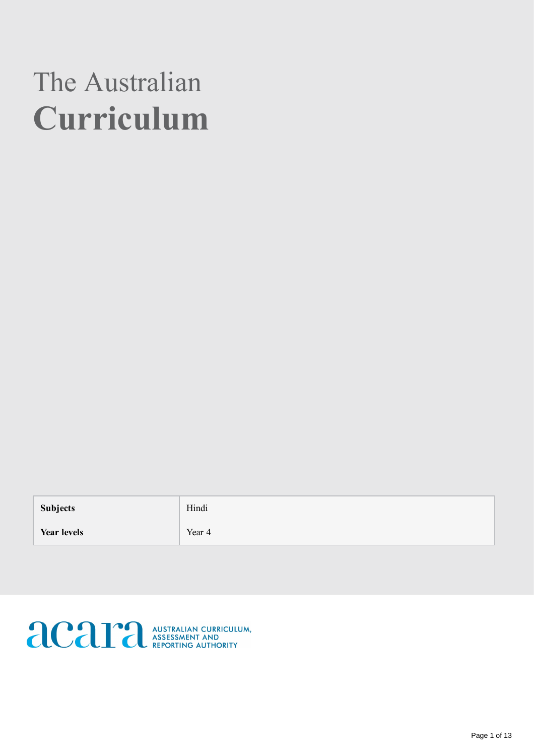# The Australian
# **Curriculum**

| | |
|---|---|
| **Subjects** | Hindi |
| **Year levels** | Year 4 |

acara AUSTRALIAN CURRICULUM, ASSESSMENT AND REPORTING AUTHORITY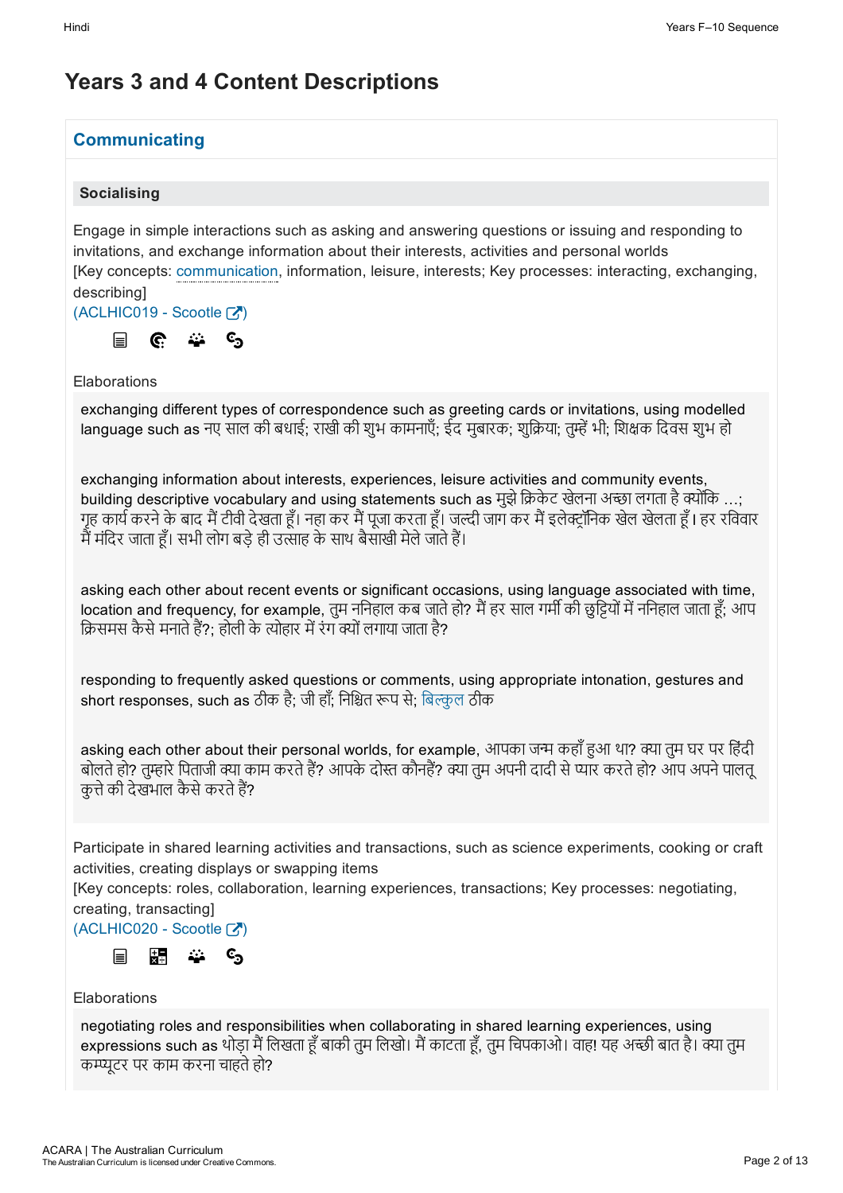# Years 3 and 4 Content Descriptions

## Communicating

### Socialising

Engage in simple interactions such as asking and answering questions or issuing and responding to invitations, and exchange information about their interests, activities and personal worlds
[Key concepts: communication, information, leisure, interests; Key processes: interacting, exchanging, describing]
(ACLHIC019 - Scootle )

Elaborations

exchanging different types of correspondence such as greeting cards or invitations, using modelled language such as नए साल की बधाई; राखी की शुभ कामनाएँ; ईद मुबारक; शुक्रिया; तुम्हें भी; शिक्षक दिवस शुभ हो

exchanging information about interests, experiences, leisure activities and community events, building descriptive vocabulary and using statements such as मुझे क्रिकेट खेलना अच्छा लगता है क्योंकि …; गृह कार्य करने के बाद मैं टीवी देखता हूँ। नहा कर मैं पूजा करता हूँ। जल्दी जाग कर मैं इलेक्ट्रॉनिक खेल खेलता हूँ। हर रविवार मैं मंदिर जाता हूँ। सभी लोग बड़े ही उत्साह के साथ बैसाखी मेले जाते हैं।

asking each other about recent events or significant occasions, using language associated with time, location and frequency, for example, तुम ननिहाल कब जाते हो? मैं हर साल गर्मी की छुट्टियों में ननिहाल जाता हूँ; आप क्रिसमस कैसे मनाते हैं?; होली के त्योहार में रंग क्यों लगाया जाता है?

responding to frequently asked questions or comments, using appropriate intonation, gestures and short responses, such as ठीक है; जी हाँ; निश्चित रूप से; बिल्कुल ठीक

asking each other about their personal worlds, for example, आपका जन्म कहाँ हुआ था? क्या तुम घर पर हिंदी बोलते हो? तुम्हारे पिताजी क्या काम करते हैं? आपके दोस्त कौनहैं? क्या तुम अपनी दादी से प्यार करते हो? आप अपने पालतू कुत्ते की देखभाल कैसे करते हैं?

Participate in shared learning activities and transactions, such as science experiments, cooking or craft activities, creating displays or swapping items
[Key concepts: roles, collaboration, learning experiences, transactions; Key processes: negotiating, creating, transacting]
(ACLHIC020 - Scootle )

Elaborations

negotiating roles and responsibilities when collaborating in shared learning experiences, using expressions such as थोड़ा मैं लिखता हूँ बाकी तुम लिखो। मैं काटता हूँ, तुम चिपकाओ। वाह! यह अच्छी बात है। क्या तुम कम्प्यूटर पर काम करना चाहते हो?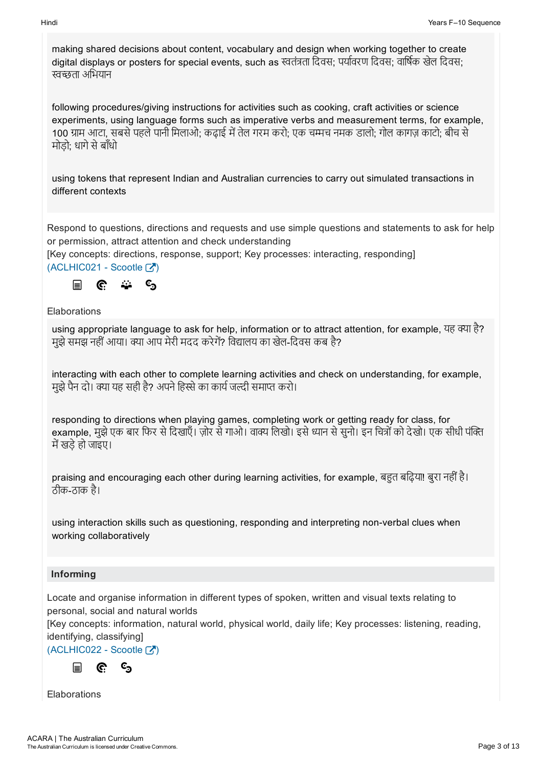making shared decisions about content, vocabulary and design when working together to create digital displays or posters for special events, such as स्वतंत्रता दिवस; पर्यावरण दिवस; वार्षिक खेल दिवस; स्वच्छता अभियान

following procedures/giving instructions for activities such as cooking, craft activities or science experiments, using language forms such as imperative verbs and measurement terms, for example, 100 ग्राम आटा, सबसे पहले पानी मिलाओ; कढ़ाई में तेल गरम करो; एक चम्मच नमक डालो; गोल कागज़ काटो; बीच से मोड़ो; धागे से बाँधो

using tokens that represent Indian and Australian currencies to carry out simulated transactions in different contexts

Respond to questions, directions and requests and use simple questions and statements to ask for help or permission, attract attention and check understanding
[Key concepts: directions, response, support; Key processes: interacting, responding]
(ACLHIC021 - Scootle )

Elaborations

using appropriate language to ask for help, information or to attract attention, for example, यह क्या है? मुझे समझ नहीं आया। क्या आप मेरी मदद करेंगें? विद्यालय का खेल-दिवस कब है?

interacting with each other to complete learning activities and check on understanding, for example, मुझे पैन दो। क्या यह सही है? अपने हिस्से का कार्य जल्दी समाप्त करो।

responding to directions when playing games, completing work or getting ready for class, for example, मुझे एक बार फिर से दिखाएँ। ज़ोर से गाओ। वाक्य लिखो। इसे ध्यान से सुनो। इन चित्रों को देखो। एक सीधी पंक्ति में खड़े हो जाइए।

praising and encouraging each other during learning activities, for example, बहुत बढ़िया! बुरा नहीं है। ठीक-ठाक है।

using interaction skills such as questioning, responding and interpreting non-verbal clues when working collaboratively

## Informing

Locate and organise information in different types of spoken, written and visual texts relating to personal, social and natural worlds
[Key concepts: information, natural world, physical world, daily life; Key processes: listening, reading, identifying, classifying]
(ACLHIC022 - Scootle )

Elaborations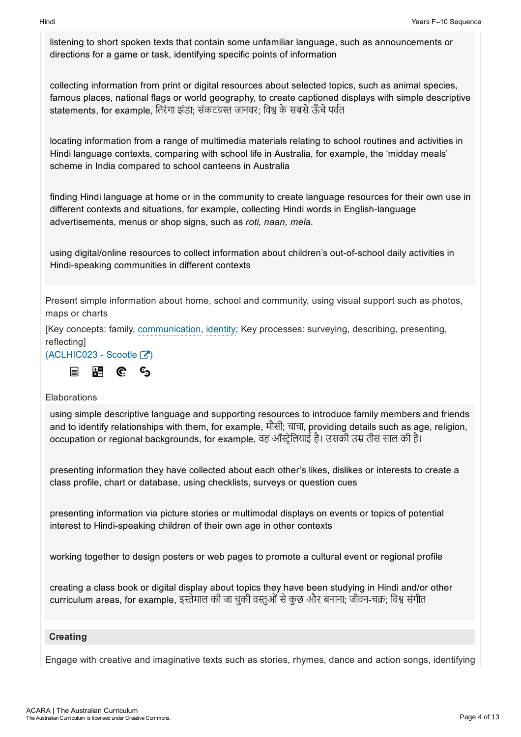listening to short spoken texts that contain some unfamiliar language, such as announcements or directions for a game or task, identifying specific points of information

collecting information from print or digital resources about selected topics, such as animal species, famous places, national flags or world geography, to create captioned displays with simple descriptive statements, for example, तिरंगा झंडा; संकटग्रस्त जानवर; विश्व के सबसे ऊँचे पर्वत

locating information from a range of multimedia materials relating to school routines and activities in Hindi language contexts, comparing with school life in Australia, for example, the 'midday meals' scheme in India compared to school canteens in Australia

finding Hindi language at home or in the community to create language resources for their own use in different contexts and situations, for example, collecting Hindi words in English-language advertisements, menus or shop signs, such as *roti, naan, mela*.

using digital/online resources to collect information about children's out-of-school daily activities in Hindi-speaking communities in different contexts

Present simple information about home, school and community, using visual support such as photos, maps or charts

[Key concepts: family, communication, identity; Key processes: surveying, describing, presenting, reflecting]

(ACLHIC023 - Scootle)

Elaborations

using simple descriptive language and supporting resources to introduce family members and friends and to identify relationships with them, for example, मौसी; चाचा, providing details such as age, religion, occupation or regional backgrounds, for example, वह ऑस्ट्रेलियाई है। उसकी उम्र तीस साल की है।

presenting information they have collected about each other's likes, dislikes or interests to create a class profile, chart or database, using checklists, surveys or question cues

presenting information via picture stories or multimodal displays on events or topics of potential interest to Hindi-speaking children of their own age in other contexts

working together to design posters or web pages to promote a cultural event or regional profile

creating a class book or digital display about topics they have been studying in Hindi and/or other curriculum areas, for example, इस्तेमाल की जा चुकी वस्तुओं से कुछ और बनाना; जीवन-चक्र; विश्व संगीत

**Creating**

Engage with creative and imaginative texts such as stories, rhymes, dance and action songs, identifying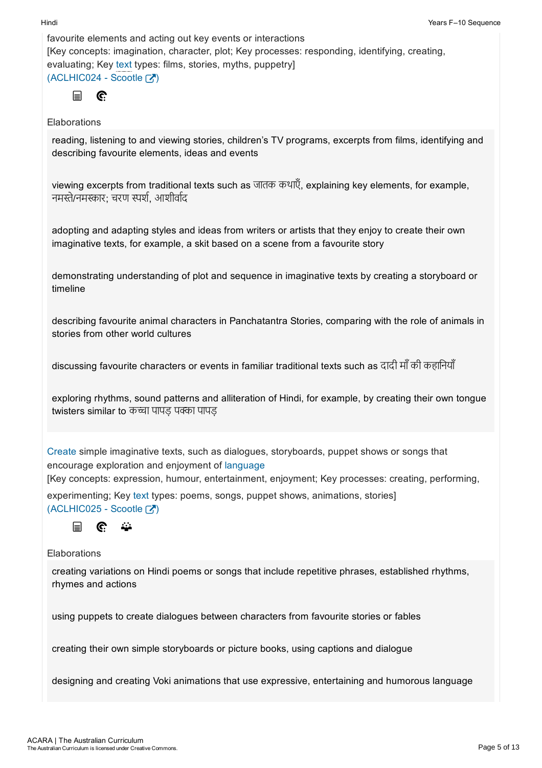favourite elements and acting out key events or interactions
[Key concepts: imagination, character, plot; Key processes: responding, identifying, creating, evaluating; Key text types: films, stories, myths, puppetry]
(ACLHIC024 - Scootle)

Elaborations

reading, listening to and viewing stories, children's TV programs, excerpts from films, identifying and describing favourite elements, ideas and events

viewing excerpts from traditional texts such as जातक कथाएँ, explaining key elements, for example, नमस्ते/नमस्कार; चरण स्पर्श, आशीर्वाद

adopting and adapting styles and ideas from writers or artists that they enjoy to create their own imaginative texts, for example, a skit based on a scene from a favourite story

demonstrating understanding of plot and sequence in imaginative texts by creating a storyboard or timeline

describing favourite animal characters in Panchatantra Stories, comparing with the role of animals in stories from other world cultures

discussing favourite characters or events in familiar traditional texts such as दादी माँ की कहानियाँ

exploring rhythms, sound patterns and alliteration of Hindi, for example, by creating their own tongue twisters similar to कच्चा पापड़ पक्का पापड़

Create simple imaginative texts, such as dialogues, storyboards, puppet shows or songs that encourage exploration and enjoyment of language
[Key concepts: expression, humour, entertainment, enjoyment; Key processes: creating, performing, experimenting; Key text types: poems, songs, puppet shows, animations, stories]
(ACLHIC025 - Scootle)

Elaborations

creating variations on Hindi poems or songs that include repetitive phrases, established rhythms, rhymes and actions

using puppets to create dialogues between characters from favourite stories or fables

creating their own simple storyboards or picture books, using captions and dialogue

designing and creating Voki animations that use expressive, entertaining and humorous language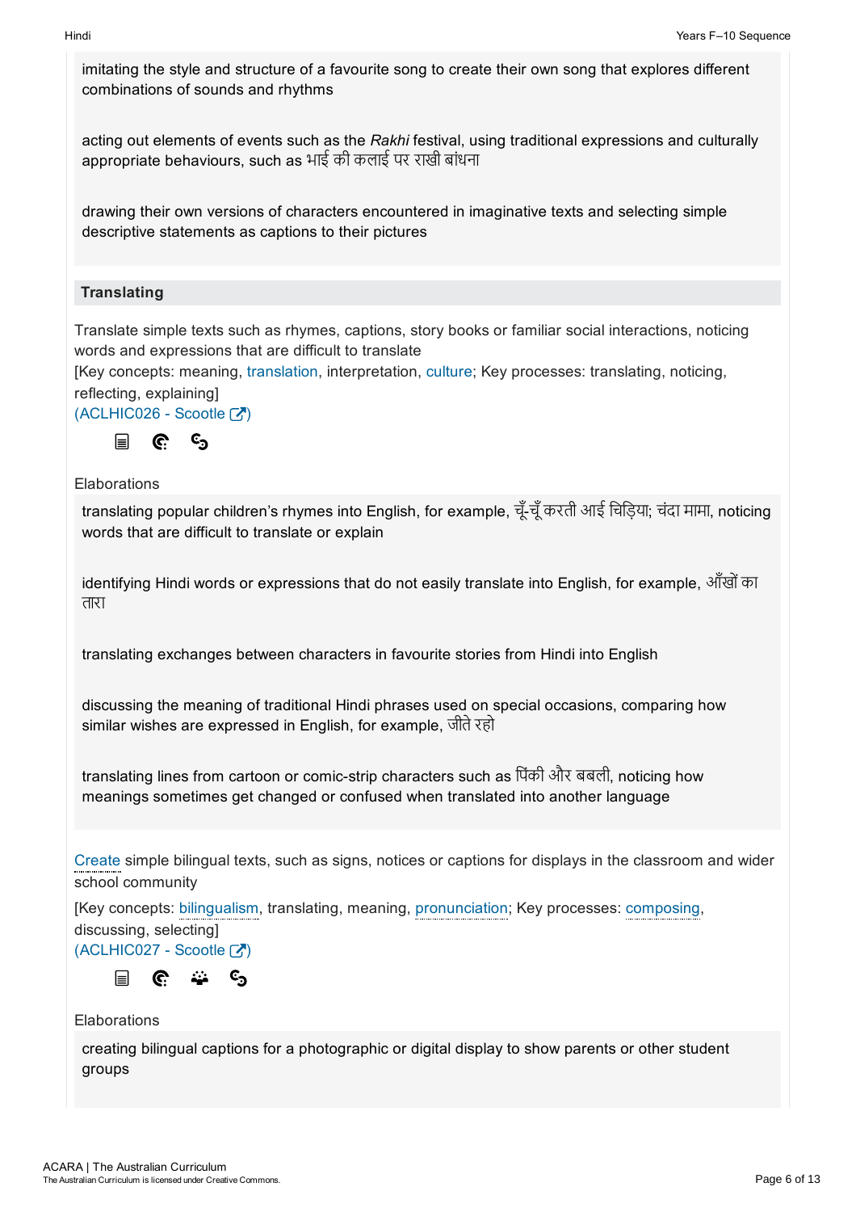imitating the style and structure of a favourite song to create their own song that explores different combinations of sounds and rhythms

acting out elements of events such as the *Rakhi* festival, using traditional expressions and culturally appropriate behaviours, such as भाई की कलाई पर राखी बांधना

drawing their own versions of characters encountered in imaginative texts and selecting simple descriptive statements as captions to their pictures

### Translating

Translate simple texts such as rhymes, captions, story books or familiar social interactions, noticing words and expressions that are difficult to translate
[Key concepts: meaning, translation, interpretation, culture; Key processes: translating, noticing, reflecting, explaining]
(ACLHIC026 - Scootle )

Elaborations

translating popular children's rhymes into English, for example, चूँ-चूँ करती आई चिड़िया; चंदा मामा, noticing words that are difficult to translate or explain

identifying Hindi words or expressions that do not easily translate into English, for example, आँखों का तारा

translating exchanges between characters in favourite stories from Hindi into English

discussing the meaning of traditional Hindi phrases used on special occasions, comparing how similar wishes are expressed in English, for example, जीते रहो

translating lines from cartoon or comic-strip characters such as पिंकी और बबली, noticing how meanings sometimes get changed or confused when translated into another language

Create simple bilingual texts, such as signs, notices or captions for displays in the classroom and wider school community
[Key concepts: bilingualism, translating, meaning, pronunciation; Key processes: composing, discussing, selecting]
(ACLHIC027 - Scootle )

Elaborations

creating bilingual captions for a photographic or digital display to show parents or other student groups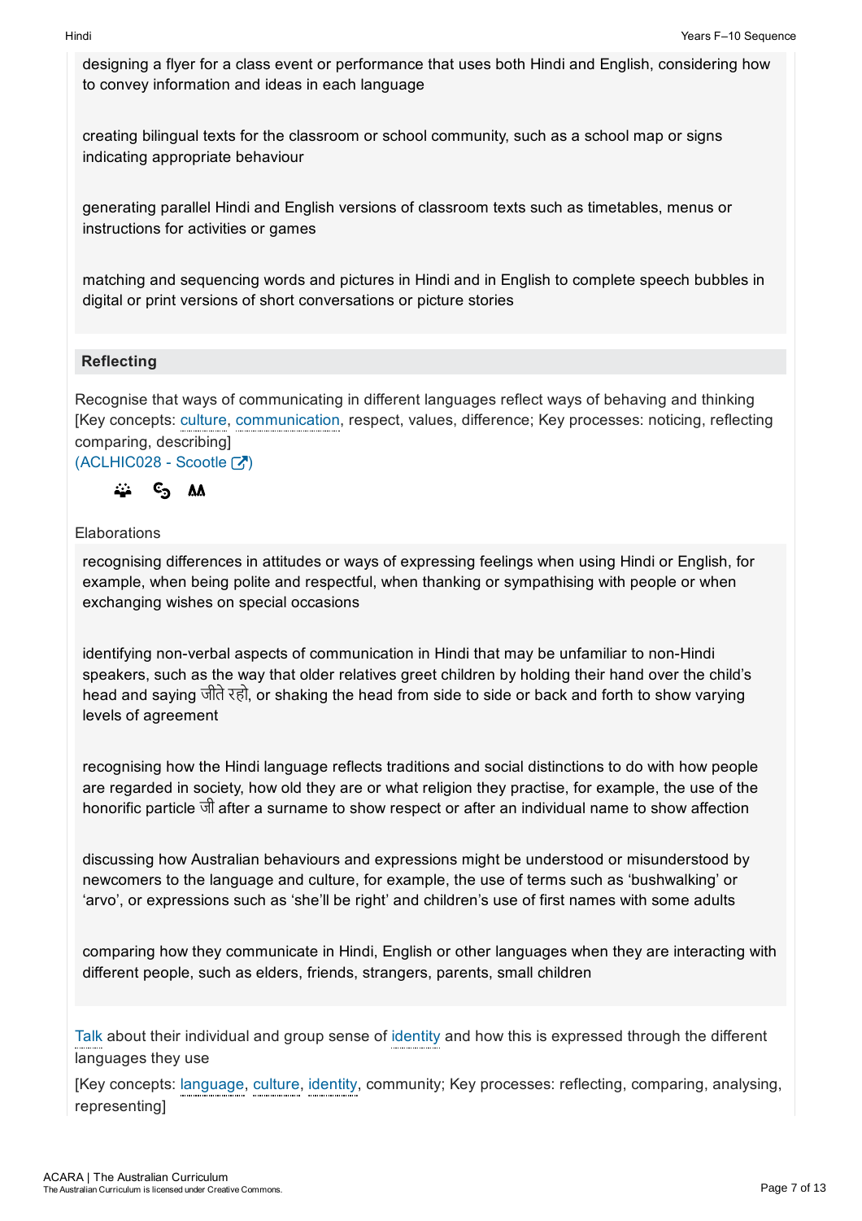designing a flyer for a class event or performance that uses both Hindi and English, considering how to convey information and ideas in each language

creating bilingual texts for the classroom or school community, such as a school map or signs indicating appropriate behaviour

generating parallel Hindi and English versions of classroom texts such as timetables, menus or instructions for activities or games

matching and sequencing words and pictures in Hindi and in English to complete speech bubbles in digital or print versions of short conversations or picture stories

### Reflecting

Recognise that ways of communicating in different languages reflect ways of behaving and thinking [Key concepts: culture, communication, respect, values, difference; Key processes: noticing, reflecting comparing, describing]
(ACLHIC028 - Scootle)

Elaborations

recognising differences in attitudes or ways of expressing feelings when using Hindi or English, for example, when being polite and respectful, when thanking or sympathising with people or when exchanging wishes on special occasions

identifying non-verbal aspects of communication in Hindi that may be unfamiliar to non-Hindi speakers, such as the way that older relatives greet children by holding their hand over the child's head and saying जीते रहो, or shaking the head from side to side or back and forth to show varying levels of agreement

recognising how the Hindi language reflects traditions and social distinctions to do with how people are regarded in society, how old they are or what religion they practise, for example, the use of the honorific particle जी after a surname to show respect or after an individual name to show affection

discussing how Australian behaviours and expressions might be understood or misunderstood by newcomers to the language and culture, for example, the use of terms such as 'bushwalking' or 'arvo', or expressions such as 'she'll be right' and children's use of first names with some adults

comparing how they communicate in Hindi, English or other languages when they are interacting with different people, such as elders, friends, strangers, parents, small children

Talk about their individual and group sense of identity and how this is expressed through the different languages they use
[Key concepts: language, culture, identity, community; Key processes: reflecting, comparing, analysing, representing]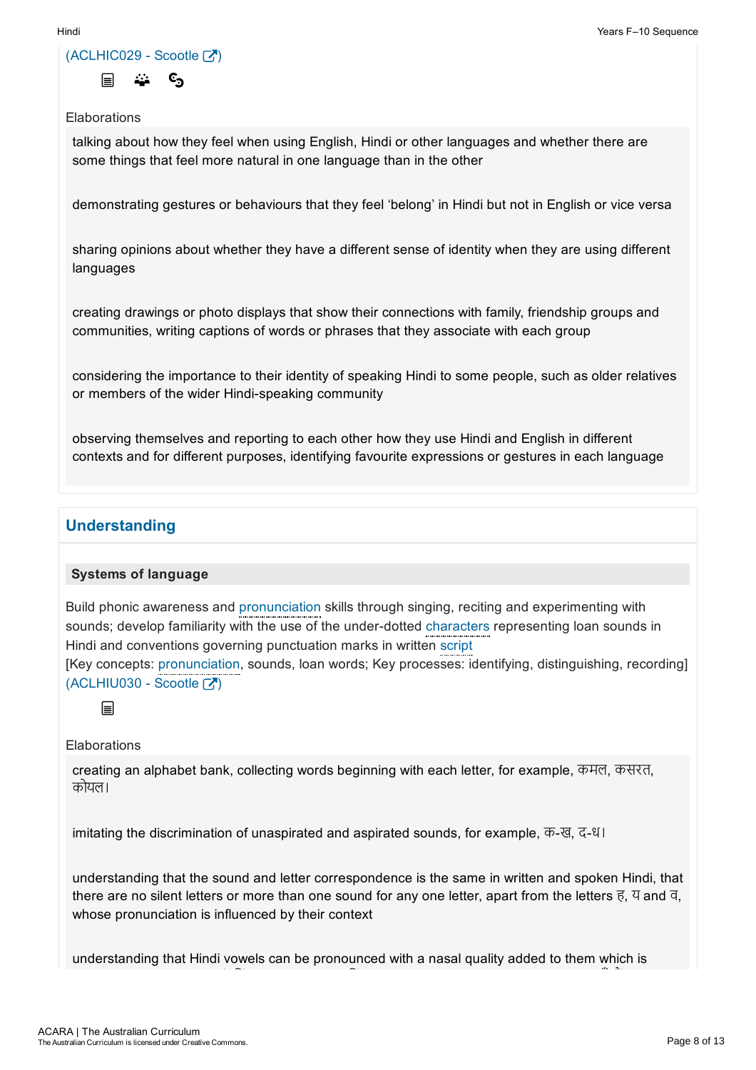(ACLHIC029 - Scootle )

Elaborations

talking about how they feel when using English, Hindi or other languages and whether there are some things that feel more natural in one language than in the other

demonstrating gestures or behaviours that they feel 'belong' in Hindi but not in English or vice versa

sharing opinions about whether they have a different sense of identity when they are using different languages

creating drawings or photo displays that show their connections with family, friendship groups and communities, writing captions of words or phrases that they associate with each group

considering the importance to their identity of speaking Hindi to some people, such as older relatives or members of the wider Hindi-speaking community

observing themselves and reporting to each other how they use Hindi and English in different contexts and for different purposes, identifying favourite expressions or gestures in each language

## Understanding

### Systems of language

Build phonic awareness and pronunciation skills through singing, reciting and experimenting with sounds; develop familiarity with the use of the under-dotted characters representing loan sounds in Hindi and conventions governing punctuation marks in written script
[Key concepts: pronunciation, sounds, loan words; Key processes: identifying, distinguishing, recording]
(ACLHIU030 - Scootle )

Elaborations

creating an alphabet bank, collecting words beginning with each letter, for example, कमल, कसरत, कोयल।

imitating the discrimination of unaspirated and aspirated sounds, for example, क-ख, द-ध।

understanding that the sound and letter correspondence is the same in written and spoken Hindi, that there are no silent letters or more than one sound for any one letter, apart from the letters ह, य and व, whose pronunciation is influenced by their context

understanding that Hindi vowels can be pronounced with a nasal quality added to them which is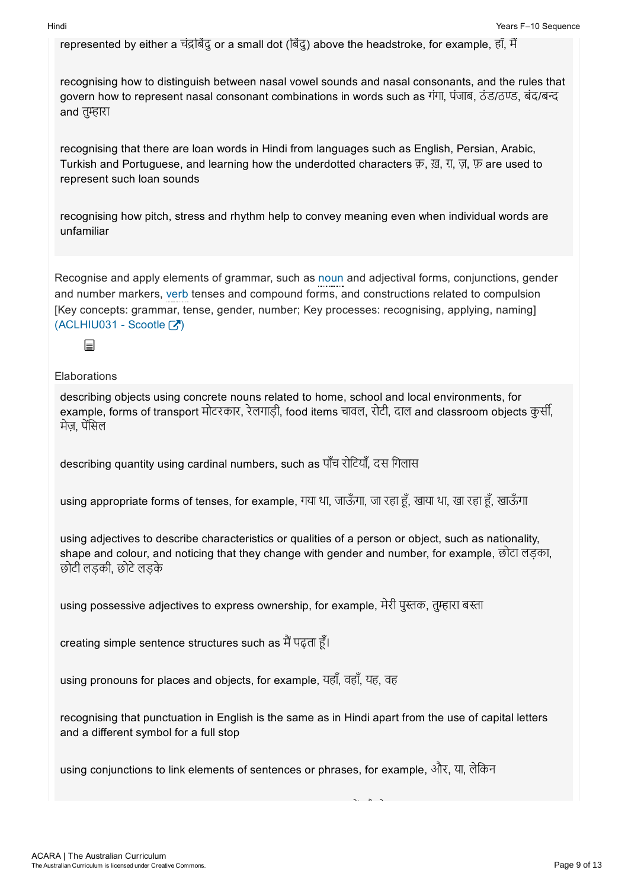represented by either a चंद्रबिंदु or a small dot (बिंदु) above the headstroke, for example, हाँ, में

recognising how to distinguish between nasal vowel sounds and nasal consonants, and the rules that govern how to represent nasal consonant combinations in words such as गंगा, पंजाब, ठंड/ठण्ड, बंद/बन्द and तुम्हारा

recognising that there are loan words in Hindi from languages such as English, Persian, Arabic, Turkish and Portuguese, and learning how the underdotted characters क़, ख़, ग़, ज़, फ़ are used to represent such loan sounds

recognising how pitch, stress and rhythm help to convey meaning even when individual words are unfamiliar

Recognise and apply elements of grammar, such as noun and adjectival forms, conjunctions, gender and number markers, verb tenses and compound forms, and constructions related to compulsion [Key concepts: grammar, tense, gender, number; Key processes: recognising, applying, naming] (ACLHIU031 - Scootle )

Elaborations

describing objects using concrete nouns related to home, school and local environments, for example, forms of transport मोटरकार, रेलगाड़ी, food items चावल, रोटी, दाल and classroom objects कुर्सी, मेज़, पेंसिल

describing quantity using cardinal numbers, such as पाँच रोटियाँ, दस गिलास

using appropriate forms of tenses, for example, गया था, जाऊँगा, जा रहा हूँ, खाया था, खा रहा हूँ, खाऊँगा

using adjectives to describe characteristics or qualities of a person or object, such as nationality, shape and colour, and noticing that they change with gender and number, for example, छोटा लड़का, छोटी लड़की, छोटे लड़के

using possessive adjectives to express ownership, for example, मेरी पुस्तक, तुम्हारा बस्ता

creating simple sentence structures such as मैं पढ़ता हूँ।

using pronouns for places and objects, for example, यहाँ, वहाँ, यह, वह

recognising that punctuation in English is the same as in Hindi apart from the use of capital letters and a different symbol for a full stop

using conjunctions to link elements of sentences or phrases, for example, और, या, लेकिन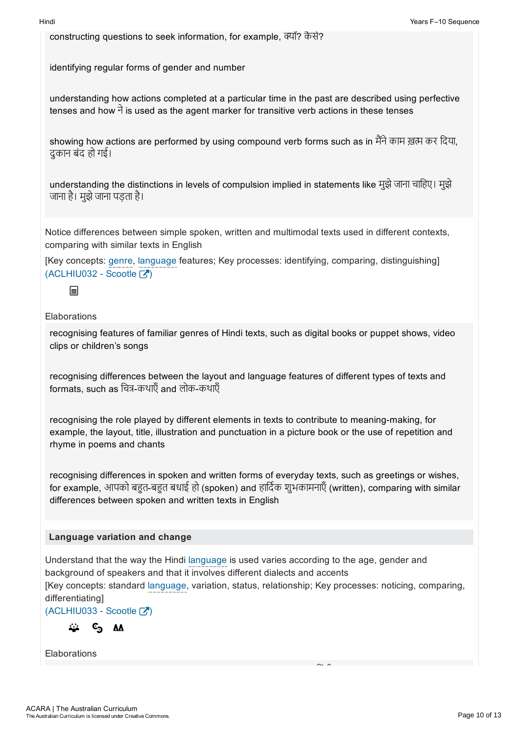constructing questions to seek information, for example, क्यों? कैसे?

identifying regular forms of gender and number

understanding how actions completed at a particular time in the past are described using perfective tenses and how ने is used as the agent marker for transitive verb actions in these tenses

showing how actions are performed by using compound verb forms such as in मैंने काम ख़त्म कर दिया, दुकान बंद हो गई।

understanding the distinctions in levels of compulsion implied in statements like मुझे जाना चाहिए। मुझे जाना है। मुझे जाना पड़ता है।

Notice differences between simple spoken, written and multimodal texts used in different contexts, comparing with similar texts in English

[Key concepts: genre, language features; Key processes: identifying, comparing, distinguishing]
(ACLHIU032 - Scootle)

Elaborations

recognising features of familiar genres of Hindi texts, such as digital books or puppet shows, video clips or children's songs

recognising differences between the layout and language features of different types of texts and formats, such as चित्र-कथाएँ and लोक-कथाएँ

recognising the role played by different elements in texts to contribute to meaning-making, for example, the layout, title, illustration and punctuation in a picture book or the use of repetition and rhyme in poems and chants

recognising differences in spoken and written forms of everyday texts, such as greetings or wishes, for example, आपको बहुत-बहुत बधाई हो (spoken) and हार्दिक शुभकामनाएँ (written), comparing with similar differences between spoken and written texts in English

**Language variation and change**

Understand that the way the Hindi language is used varies according to the age, gender and background of speakers and that it involves different dialects and accents
[Key concepts: standard language, variation, status, relationship; Key processes: noticing, comparing, differentiating]
(ACLHIU033 - Scootle)

Elaborations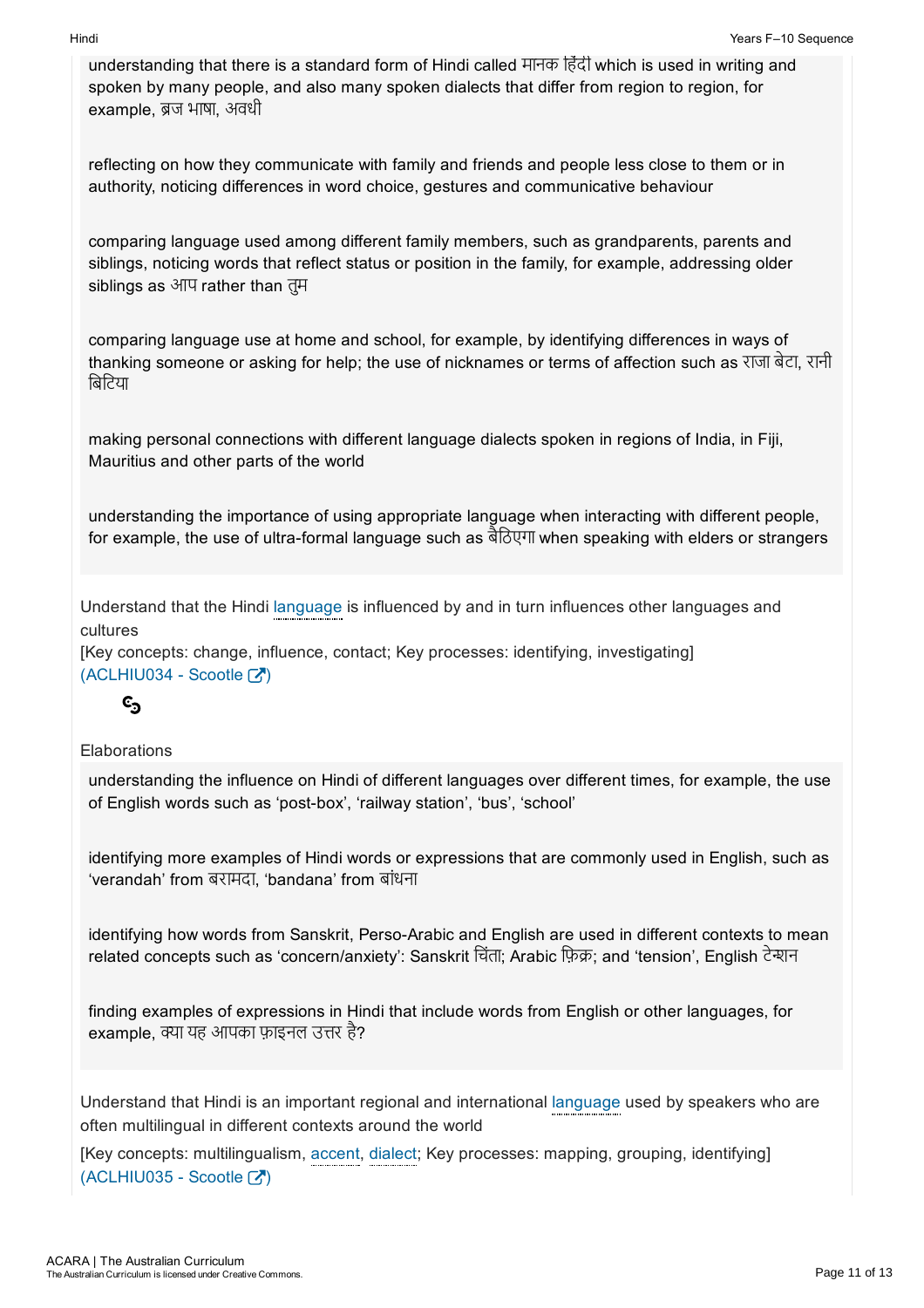understanding that there is a standard form of Hindi called मानक हिंदी which is used in writing and spoken by many people, and also many spoken dialects that differ from region to region, for example, ब्रज भाषा, अवधी

reflecting on how they communicate with family and friends and people less close to them or in authority, noticing differences in word choice, gestures and communicative behaviour

comparing language used among different family members, such as grandparents, parents and siblings, noticing words that reflect status or position in the family, for example, addressing older siblings as आप rather than तुम

comparing language use at home and school, for example, by identifying differences in ways of thanking someone or asking for help; the use of nicknames or terms of affection such as राजा बेटा, रानी बिटिया

making personal connections with different language dialects spoken in regions of India, in Fiji, Mauritius and other parts of the world

understanding the importance of using appropriate language when interacting with different people, for example, the use of ultra-formal language such as बैठिएगा when speaking with elders or strangers

Understand that the Hindi language is influenced by and in turn influences other languages and cultures
[Key concepts: change, influence, contact; Key processes: identifying, investigating]
(ACLHIU034 - Scootle)

Elaborations

understanding the influence on Hindi of different languages over different times, for example, the use of English words such as 'post-box', 'railway station', 'bus', 'school'

identifying more examples of Hindi words or expressions that are commonly used in English, such as 'verandah' from बरामदा, 'bandana' from बांधना

identifying how words from Sanskrit, Perso-Arabic and English are used in different contexts to mean related concepts such as 'concern/anxiety': Sanskrit चिंता; Arabic फ़िक्र; and 'tension', English टेन्शन

finding examples of expressions in Hindi that include words from English or other languages, for example, क्या यह आपका फ़ाइनल उत्तर है?

Understand that Hindi is an important regional and international language used by speakers who are often multilingual in different contexts around the world
[Key concepts: multilingualism, accent, dialect; Key processes: mapping, grouping, identifying]
(ACLHIU035 - Scootle)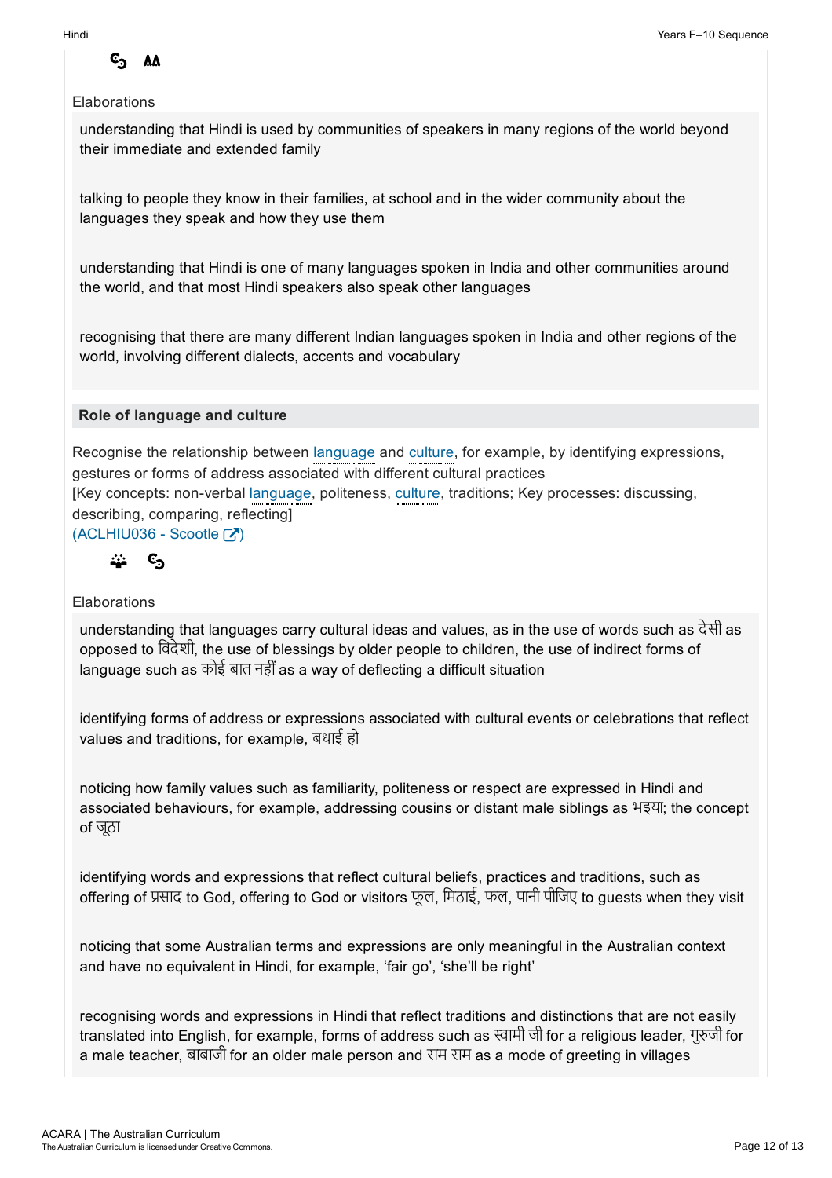Elaborations

understanding that Hindi is used by communities of speakers in many regions of the world beyond their immediate and extended family

talking to people they know in their families, at school and in the wider community about the languages they speak and how they use them

understanding that Hindi is one of many languages spoken in India and other communities around the world, and that most Hindi speakers also speak other languages

recognising that there are many different Indian languages spoken in India and other regions of the world, involving different dialects, accents and vocabulary

### Role of language and culture

Recognise the relationship between language and culture, for example, by identifying expressions, gestures or forms of address associated with different cultural practices
[Key concepts: non-verbal language, politeness, culture, traditions; Key processes: discussing, describing, comparing, reflecting]
(ACLHIU036 - Scootle)

Elaborations

understanding that languages carry cultural ideas and values, as in the use of words such as देसी as opposed to विदेशी, the use of blessings by older people to children, the use of indirect forms of language such as कोई बात नहीं as a way of deflecting a difficult situation

identifying forms of address or expressions associated with cultural events or celebrations that reflect values and traditions, for example, बधाई हो

noticing how family values such as familiarity, politeness or respect are expressed in Hindi and associated behaviours, for example, addressing cousins or distant male siblings as भइया; the concept of जूठा

identifying words and expressions that reflect cultural beliefs, practices and traditions, such as offering of प्रसाद to God, offering to God or visitors फूल, मिठाई, फल, पानी पीजिए to guests when they visit

noticing that some Australian terms and expressions are only meaningful in the Australian context and have no equivalent in Hindi, for example, 'fair go', 'she'll be right'

recognising words and expressions in Hindi that reflect traditions and distinctions that are not easily translated into English, for example, forms of address such as स्वामी जी for a religious leader, गुरुजी for a male teacher, बाबाजी for an older male person and राम राम as a mode of greeting in villages